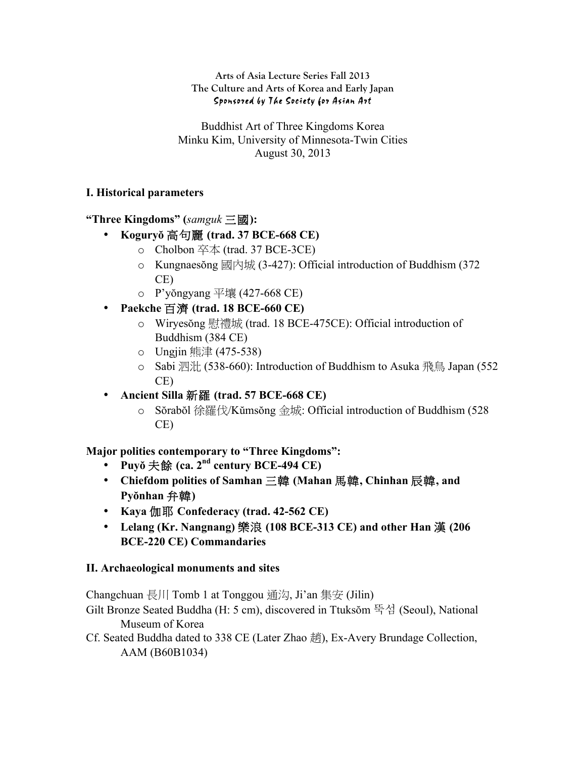**Arts of Asia Lecture Series Fall 2013**
**The Culture and Arts of Korea and Early Japan**
*Sponsored by The Society for Asian Art*

Buddhist Art of Three Kingdoms Korea
Minku Kim, University of Minnesota-Twin Cities
August 30, 2013

## I. Historical parameters

**"Three Kingdoms" (*samguk* 三國):**

- **Koguryŏ 高句麗 (trad. 37 BCE-668 CE)**
  - Cholbon 卒本 (trad. 37 BCE-3CE)
  - Kungnaesŏng 國內城 (3-427): Official introduction of Buddhism (372 CE)
  - P'yŏngyang 平壤 (427-668 CE)
- **Paekche 百濟 (trad. 18 BCE-660 CE)**
  - Wiryesŏng 慰禮城 (trad. 18 BCE-475CE): Official introduction of Buddhism (384 CE)
  - Ungjin 熊津 (475-538)
  - Sabi 泗沘 (538-660): Introduction of Buddhism to Asuka 飛鳥 Japan (552 CE)
- **Ancient Silla 新羅 (trad. 57 BCE-668 CE)**
  - Sŏrabŏl 徐羅伐/Kŭmsŏng 金城: Official introduction of Buddhism (528 CE)

**Major polities contemporary to "Three Kingdoms":**

- **Puyŏ 夫餘 (ca. 2nd century BCE-494 CE)**
- **Chiefdom polities of Samhan 三韓 (Mahan 馬韓, Chinhan 辰韓, and Pyŏnhan 弁韓)**
- **Kaya 伽耶 Confederacy (trad. 42-562 CE)**
- **Lelang (Kr. Nangnang) 樂浪 (108 BCE-313 CE) and other Han 漢 (206 BCE-220 CE) Commandaries**

## II. Archaeological monuments and sites

Changchuan 長川 Tomb 1 at Tonggou 通沟, Ji'an 集安 (Jilin)

Gilt Bronze Seated Buddha (H: 5 cm), discovered in Ttuksŏm 뚝섬 (Seoul), National Museum of Korea

Cf. Seated Buddha dated to 338 CE (Later Zhao 趙), Ex-Avery Brundage Collection, AAM (B60B1034)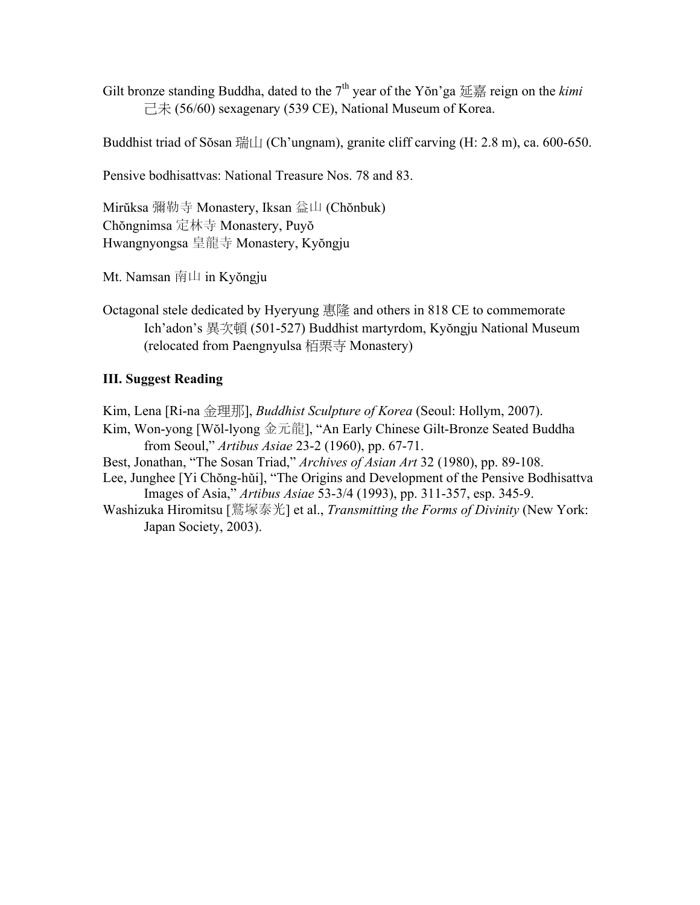Gilt bronze standing Buddha, dated to the 7th year of the Yŏn'ga 延嘉 reign on the *kimi* 己未 (56/60) sexagenary (539 CE), National Museum of Korea.

Buddhist triad of Sŏsan 瑞山 (Ch'ungnam), granite cliff carving (H: 2.8 m), ca. 600-650.

Pensive bodhisattvas: National Treasure Nos. 78 and 83.

Mirŭksa 彌勒寺 Monastery, Iksan 益山 (Chŏnbuk)
Chŏngnimsa 定林寺 Monastery, Puyŏ
Hwangnyongsa 皇龍寺 Monastery, Kyŏngju

Mt. Namsan 南山 in Kyŏngju

Octagonal stele dedicated by Hyeryung 惠隆 and others in 818 CE to commemorate Ich'adon's 異次頓 (501-527) Buddhist martyrdom, Kyŏngju National Museum (relocated from Paengnyulsa 栢栗寺 Monastery)

### III. Suggest Reading

Kim, Lena [Ri-na 金理那], *Buddhist Sculpture of Korea* (Seoul: Hollym, 2007).

Kim, Won-yong [Wŏl-lyong 金元龍], "An Early Chinese Gilt-Bronze Seated Buddha from Seoul," *Artibus Asiae* 23-2 (1960), pp. 67-71.

Best, Jonathan, "The Sosan Triad," *Archives of Asian Art* 32 (1980), pp. 89-108.

Lee, Junghee [Yi Chŏng-hŭi], "The Origins and Development of the Pensive Bodhisattva Images of Asia," *Artibus Asiae* 53-3/4 (1993), pp. 311-357, esp. 345-9.

Washizuka Hiromitsu [鷲塚泰光] et al., *Transmitting the Forms of Divinity* (New York: Japan Society, 2003).